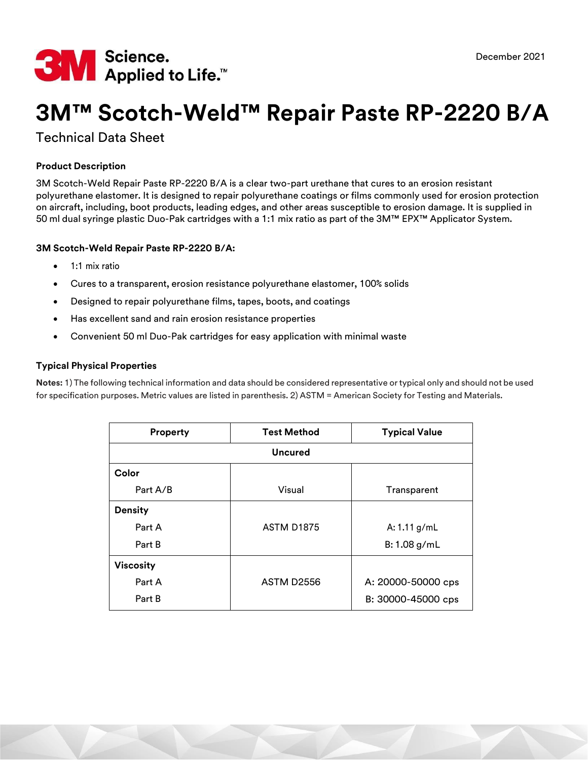December 2021

# 3M™ Scotch-Weld™ Repair Paste RP-2220 B/A

Technical Data Sheet

### Product Description

3M Scotch-Weld Repair Paste RP-2220 B/A is a clear two-part urethane that cures to an erosion resistant polyurethane elastomer. It is designed to repair polyurethane coatings or films commonly used for erosion protection on aircraft, including, boot products, leading edges, and other areas susceptible to erosion damage. It is supplied in 50 ml dual syringe plastic Duo-Pak cartridges with a 1:1 mix ratio as part of the 3M™ EPX™ Applicator System.

### 3M Scotch-Weld Repair Paste RP-2220 B/A:

- 1:1 mix ratio
- Cures to a transparent, erosion resistance polyurethane elastomer, 100% solids
- Designed to repair polyurethane films, tapes, boots, and coatings
- Has excellent sand and rain erosion resistance properties
- Convenient 50 ml Duo-Pak cartridges for easy application with minimal waste

### Typical Physical Properties

**Notes:** 1) The following technical information and data should be considered representative or typical only and should not be used for specification purposes. Metric values are listed in parenthesis. 2) ASTM = American Society for Testing and Materials.

| Property | Test Method | Typical Value |
|---|---|---|
| **Uncured** | | |
| **Color** Part A/B | Visual | Transparent |
| **Density** Part A, Part B | ASTM D1875 | A: 1.11 g/mL, B: 1.08 g/mL |
| **Viscosity** Part A, Part B | ASTM D2556 | A: 20000-50000 cps, B: 30000-45000 cps |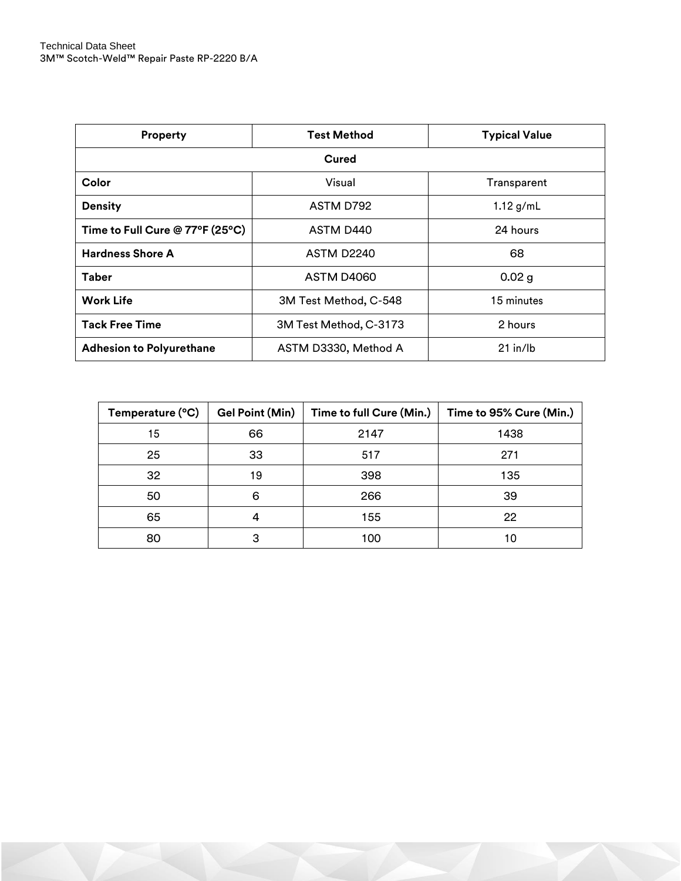| Property | Test Method | Typical Value |
| --- | --- | --- |
| Cured | | |
| **Color** | Visual | Transparent |
| **Density** | ASTM D792 | 1.12 g/mL |
| **Time to Full Cure @ 77°F (25°C)** | ASTM D440 | 24 hours |
| **Hardness Shore A** | ASTM D2240 | 68 |
| **Taber** | ASTM D4060 | 0.02 g |
| **Work Life** | 3M Test Method, C-548 | 15 minutes |
| **Tack Free Time** | 3M Test Method, C-3173 | 2 hours |
| **Adhesion to Polyurethane** | ASTM D3330, Method A | 21 in/lb |

| Temperature (°C) | Gel Point (Min) | Time to full Cure (Min.) | Time to 95% Cure (Min.) |
| --- | --- | --- | --- |
| 15 | 66 | 2147 | 1438 |
| 25 | 33 | 517 | 271 |
| 32 | 19 | 398 | 135 |
| 50 | 6 | 266 | 39 |
| 65 | 4 | 155 | 22 |
| 80 | 3 | 100 | 10 |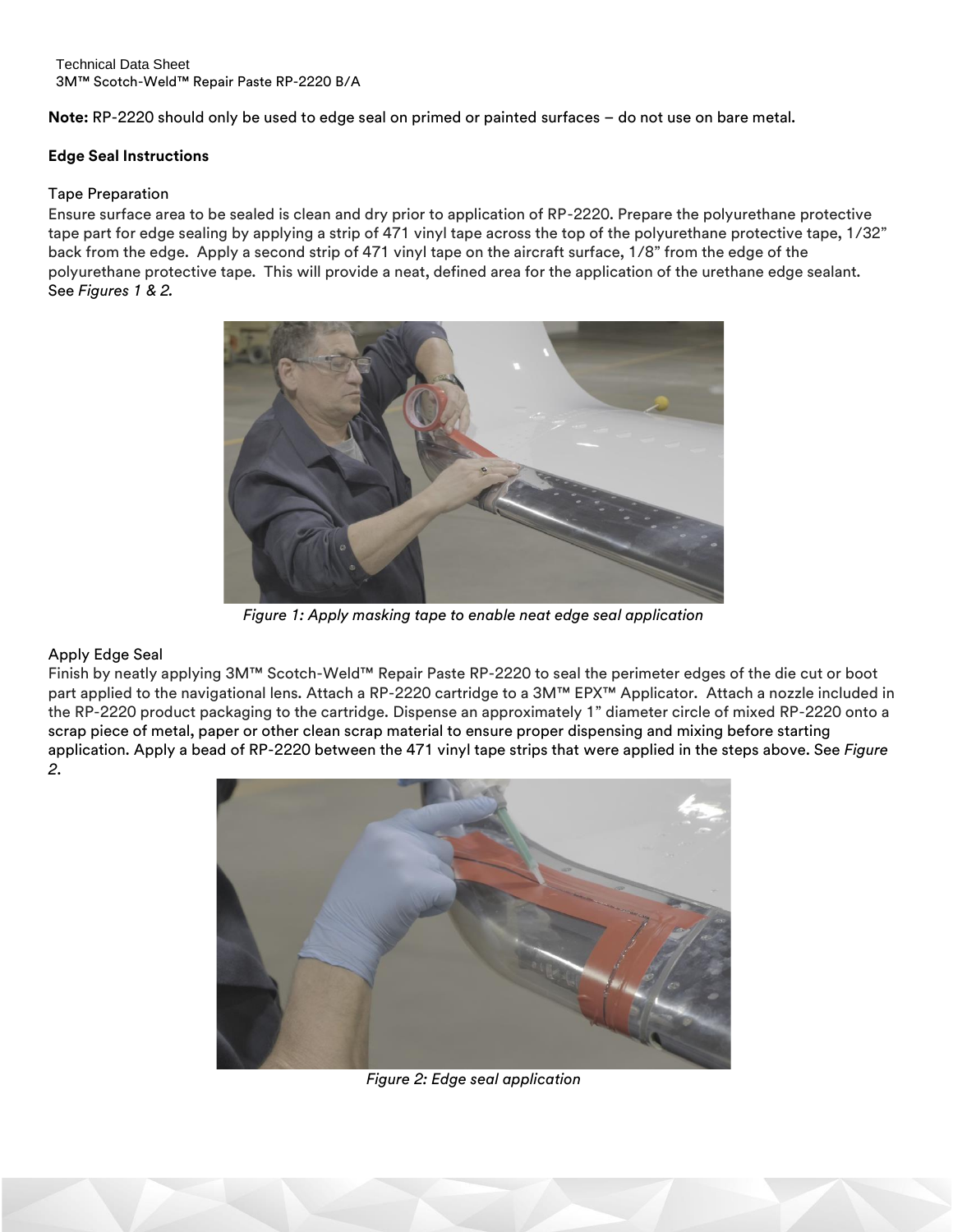**Note:** RP-2220 should only be used to edge seal on primed or painted surfaces – do not use on bare metal.

**Edge Seal Instructions**

Tape Preparation

Ensure surface area to be sealed is clean and dry prior to application of RP-2220. Prepare the polyurethane protective tape part for edge sealing by applying a strip of 471 vinyl tape across the top of the polyurethane protective tape, 1/32" back from the edge. Apply a second strip of 471 vinyl tape on the aircraft surface, 1/8" from the edge of the polyurethane protective tape. This will provide a neat, defined area for the application of the urethane edge sealant. See *Figures 1 & 2.*

*Figure 1: Apply masking tape to enable neat edge seal application*

Apply Edge Seal

Finish by neatly applying 3M™ Scotch-Weld™ Repair Paste RP-2220 to seal the perimeter edges of the die cut or boot part applied to the navigational lens. Attach a RP-2220 cartridge to a 3M™ EPX™ Applicator. Attach a nozzle included in the RP-2220 product packaging to the cartridge. Dispense an approximately 1" diameter circle of mixed RP-2220 onto a scrap piece of metal, paper or other clean scrap material to ensure proper dispensing and mixing before starting application. Apply a bead of RP-2220 between the 471 vinyl tape strips that were applied in the steps above. See *Figure 2*.

*Figure 2: Edge seal application*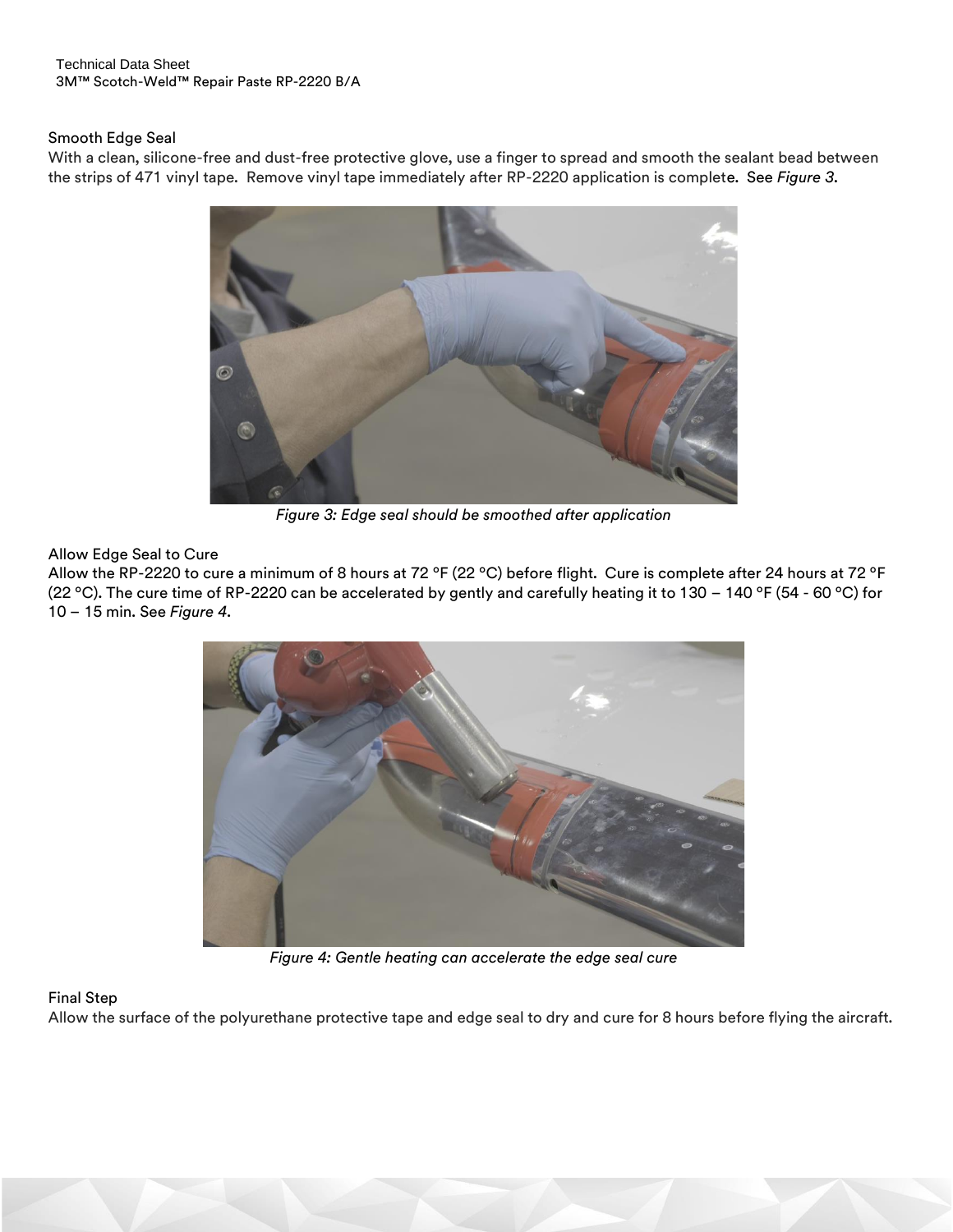Smooth Edge Seal

With a clean, silicone-free and dust-free protective glove, use a finger to spread and smooth the sealant bead between the strips of 471 vinyl tape. Remove vinyl tape immediately after RP-2220 application is complete. See *Figure 3*.

*Figure 3: Edge seal should be smoothed after application*

Allow Edge Seal to Cure

Allow the RP-2220 to cure a minimum of 8 hours at 72 °F (22 °C) before flight. Cure is complete after 24 hours at 72 °F (22 °C). The cure time of RP-2220 can be accelerated by gently and carefully heating it to 130 – 140 °F (54 - 60 °C) for 10 – 15 min. See *Figure 4*.

*Figure 4: Gentle heating can accelerate the edge seal cure*

Final Step

Allow the surface of the polyurethane protective tape and edge seal to dry and cure for 8 hours before flying the aircraft.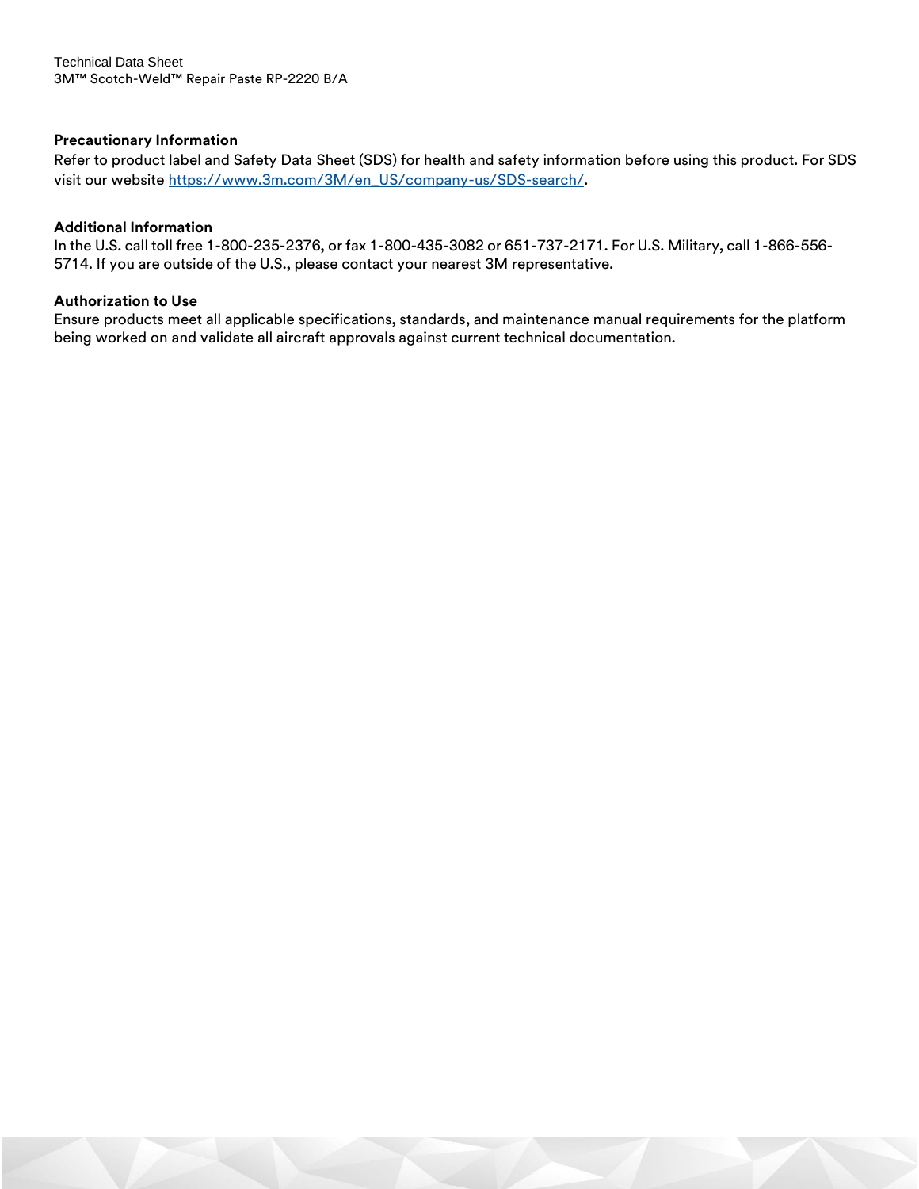### Precautionary Information

Refer to product label and Safety Data Sheet (SDS) for health and safety information before using this product. For SDS visit our website https://www.3m.com/3M/en_US/company-us/SDS-search/.

### Additional Information

In the U.S. call toll free 1-800-235-2376, or fax 1-800-435-3082 or 651-737-2171. For U.S. Military, call 1-866-556-5714. If you are outside of the U.S., please contact your nearest 3M representative.

### Authorization to Use

Ensure products meet all applicable specifications, standards, and maintenance manual requirements for the platform being worked on and validate all aircraft approvals against current technical documentation.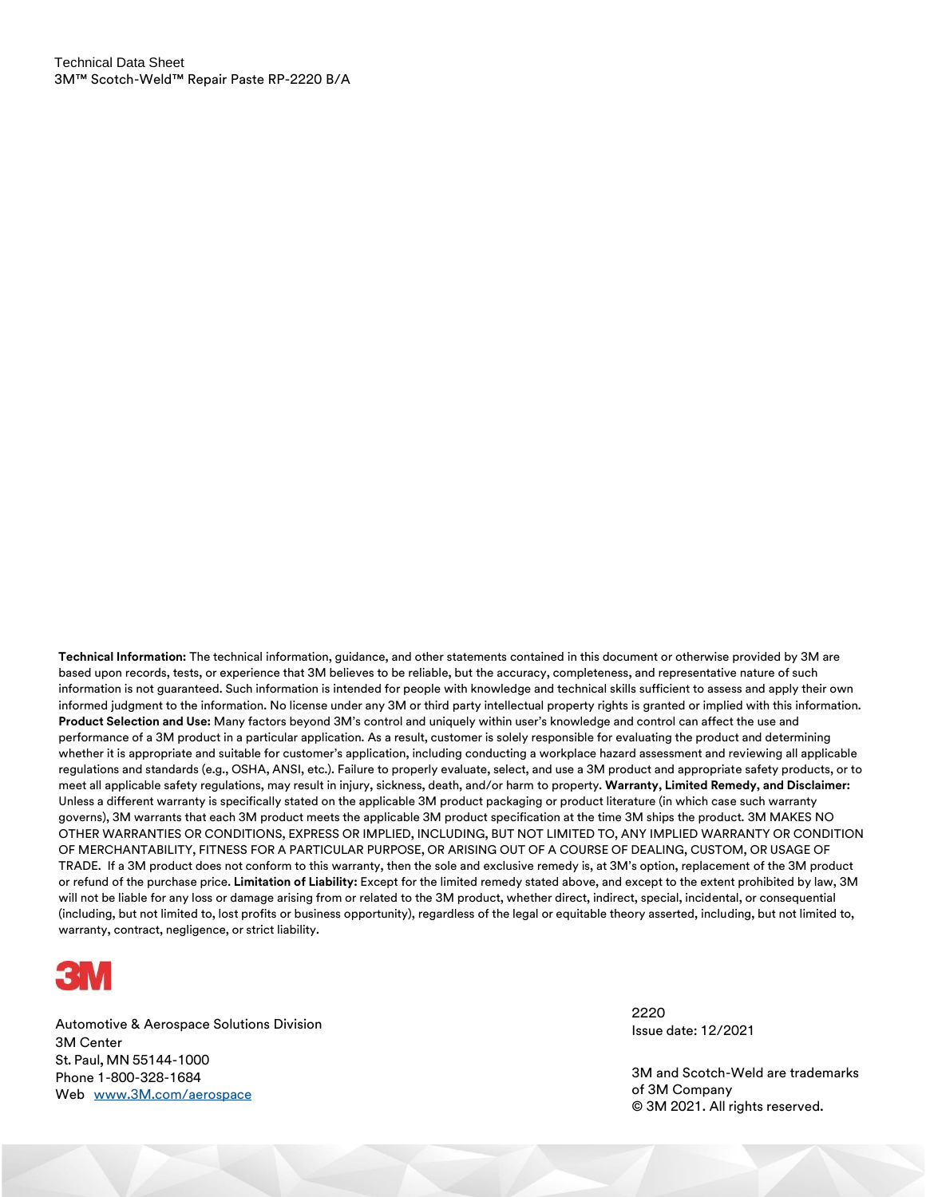**Technical Information:** The technical information, guidance, and other statements contained in this document or otherwise provided by 3M are based upon records, tests, or experience that 3M believes to be reliable, but the accuracy, completeness, and representative nature of such information is not guaranteed. Such information is intended for people with knowledge and technical skills sufficient to assess and apply their own informed judgment to the information. No license under any 3M or third party intellectual property rights is granted or implied with this information. **Product Selection and Use:** Many factors beyond 3M's control and uniquely within user's knowledge and control can affect the use and performance of a 3M product in a particular application. As a result, customer is solely responsible for evaluating the product and determining whether it is appropriate and suitable for customer's application, including conducting a workplace hazard assessment and reviewing all applicable regulations and standards (e.g., OSHA, ANSI, etc.). Failure to properly evaluate, select, and use a 3M product and appropriate safety products, or to meet all applicable safety regulations, may result in injury, sickness, death, and/or harm to property. **Warranty, Limited Remedy, and Disclaimer:** Unless a different warranty is specifically stated on the applicable 3M product packaging or product literature (in which case such warranty governs), 3M warrants that each 3M product meets the applicable 3M product specification at the time 3M ships the product. 3M MAKES NO OTHER WARRANTIES OR CONDITIONS, EXPRESS OR IMPLIED, INCLUDING, BUT NOT LIMITED TO, ANY IMPLIED WARRANTY OR CONDITION OF MERCHANTABILITY, FITNESS FOR A PARTICULAR PURPOSE, OR ARISING OUT OF A COURSE OF DEALING, CUSTOM, OR USAGE OF TRADE. If a 3M product does not conform to this warranty, then the sole and exclusive remedy is, at 3M's option, replacement of the 3M product or refund of the purchase price. **Limitation of Liability:** Except for the limited remedy stated above, and except to the extent prohibited by law, 3M will not be liable for any loss or damage arising from or related to the 3M product, whether direct, indirect, special, incidental, or consequential (including, but not limited to, lost profits or business opportunity), regardless of the legal or equitable theory asserted, including, but not limited to, warranty, contract, negligence, or strict liability.

3M

Automotive & Aerospace Solutions Division
3M Center
St. Paul, MN 55144-1000
Phone 1-800-328-1684
Web www.3M.com/aerospace

2220
Issue date: 12/2021

3M and Scotch-Weld are trademarks of 3M Company
© 3M 2021. All rights reserved.